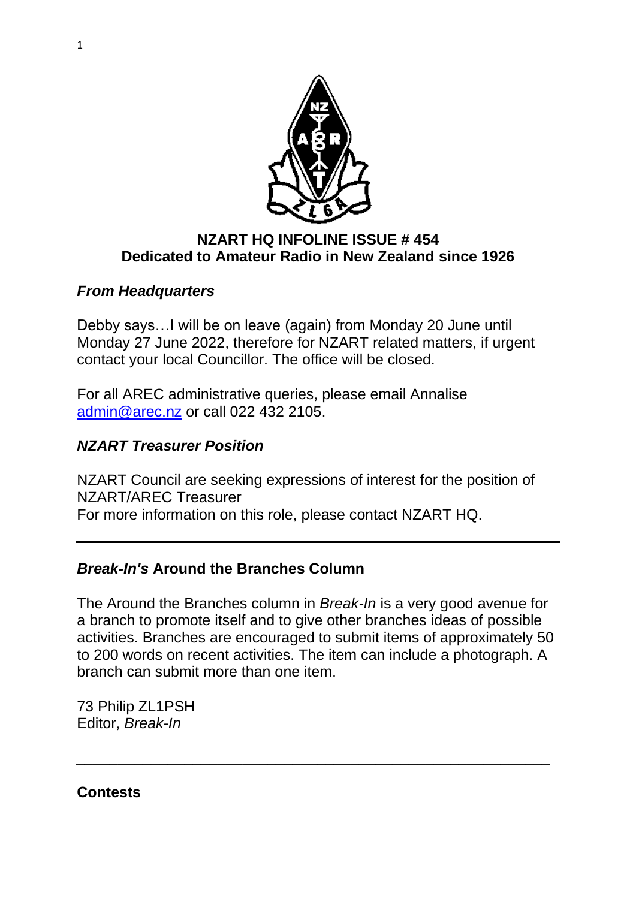**NZART HQ INFOLINE ISSUE # 454**
**Dedicated to Amateur Radio in New Zealand since 1926**

### *From Headquarters*

Debby says…I will be on leave (again) from Monday 20 June until Monday 27 June 2022, therefore for NZART related matters, if urgent contact your local Councillor. The office will be closed.

For all AREC administrative queries, please email Annalise [admin@arec.nz](mailto:admin@arec.nz) or call 022 432 2105.

### *NZART Treasurer Position*

NZART Council are seeking expressions of interest for the position of NZART/AREC Treasurer
For more information on this role, please contact NZART HQ.

---

### *Break-In's* Around the Branches Column

The Around the Branches column in *Break-In* is a very good avenue for a branch to promote itself and to give other branches ideas of possible activities. Branches are encouraged to submit items of approximately 50 to 200 words on recent activities. The item can include a photograph. A branch can submit more than one item.

73 Philip ZL1PSH
Editor, *Break-In*

---

### Contests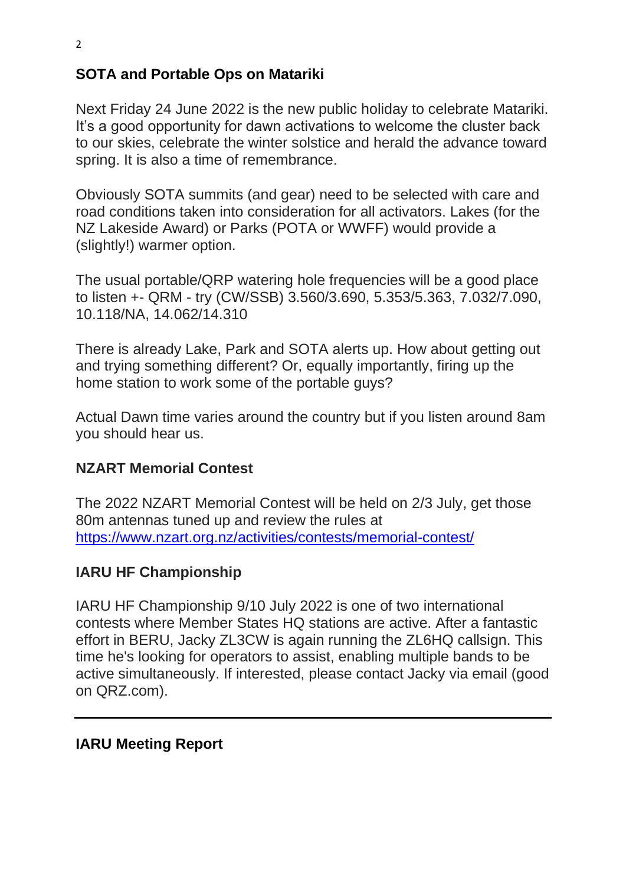## SOTA and Portable Ops on Matariki

Next Friday 24 June 2022 is the new public holiday to celebrate Matariki. It's a good opportunity for dawn activations to welcome the cluster back to our skies, celebrate the winter solstice and herald the advance toward spring. It is also a time of remembrance.

Obviously SOTA summits (and gear) need to be selected with care and road conditions taken into consideration for all activators. Lakes (for the NZ Lakeside Award) or Parks (POTA or WWFF) would provide a (slightly!) warmer option.

The usual portable/QRP watering hole frequencies will be a good place to listen +- QRM - try (CW/SSB) 3.560/3.690, 5.353/5.363, 7.032/7.090, 10.118/NA, 14.062/14.310

There is already Lake, Park and SOTA alerts up. How about getting out and trying something different? Or, equally importantly, firing up the home station to work some of the portable guys?

Actual Dawn time varies around the country but if you listen around 8am you should hear us.

## NZART Memorial Contest

The 2022 NZART Memorial Contest will be held on 2/3 July, get those 80m antennas tuned up and review the rules at [https://www.nzart.org.nz/activities/contests/memorial-contest/](https://www.nzart.org.nz/activities/contests/memorial-contest/)

## IARU HF Championship

IARU HF Championship 9/10 July 2022 is one of two international contests where Member States HQ stations are active. After a fantastic effort in BERU, Jacky ZL3CW is again running the ZL6HQ callsign. This time he's looking for operators to assist, enabling multiple bands to be active simultaneously. If interested, please contact Jacky via email (good on QRZ.com).

---

## IARU Meeting Report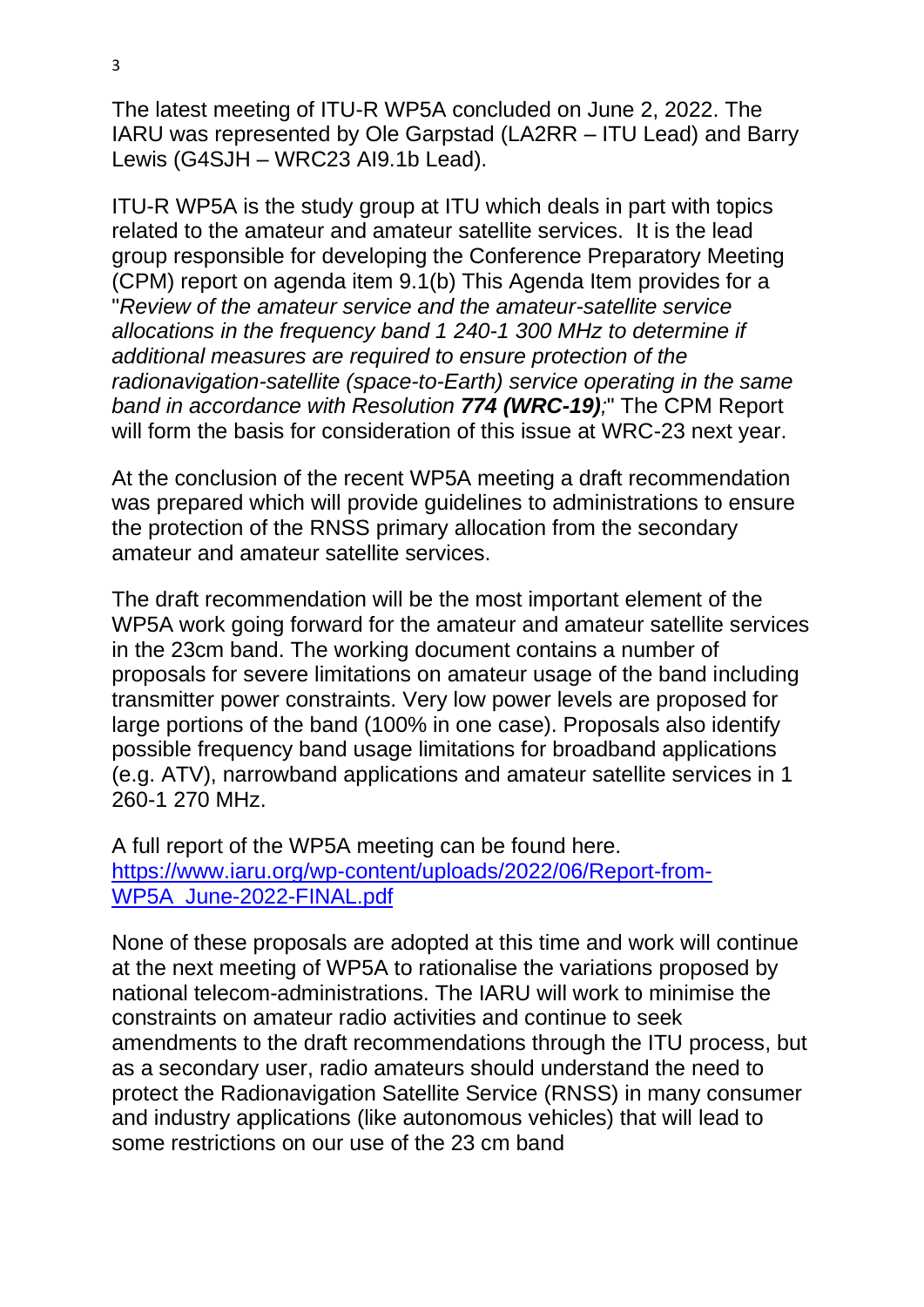The latest meeting of ITU-R WP5A concluded on June 2, 2022. The IARU was represented by Ole Garpstad (LA2RR – ITU Lead) and Barry Lewis (G4SJH – WRC23 AI9.1b Lead).

ITU-R WP5A is the study group at ITU which deals in part with topics related to the amateur and amateur satellite services. It is the lead group responsible for developing the Conference Preparatory Meeting (CPM) report on agenda item 9.1(b) This Agenda Item provides for a "*Review of the amateur service and the amateur-satellite service allocations in the frequency band 1 240-1 300 MHz to determine if additional measures are required to ensure protection of the radionavigation-satellite (space-to-Earth) service operating in the same band in accordance with Resolution **774 (WRC-19)**;*" The CPM Report will form the basis for consideration of this issue at WRC-23 next year.

At the conclusion of the recent WP5A meeting a draft recommendation was prepared which will provide guidelines to administrations to ensure the protection of the RNSS primary allocation from the secondary amateur and amateur satellite services.

The draft recommendation will be the most important element of the WP5A work going forward for the amateur and amateur satellite services in the 23cm band. The working document contains a number of proposals for severe limitations on amateur usage of the band including transmitter power constraints. Very low power levels are proposed for large portions of the band (100% in one case). Proposals also identify possible frequency band usage limitations for broadband applications (e.g. ATV), narrowband applications and amateur satellite services in 1 260-1 270 MHz.

A full report of the WP5A meeting can be found here. [https://www.iaru.org/wp-content/uploads/2022/06/Report-from-WP5A_June-2022-FINAL.pdf](https://www.iaru.org/wp-content/uploads/2022/06/Report-from-WP5A_June-2022-FINAL.pdf)

None of these proposals are adopted at this time and work will continue at the next meeting of WP5A to rationalise the variations proposed by national telecom-administrations. The IARU will work to minimise the constraints on amateur radio activities and continue to seek amendments to the draft recommendations through the ITU process, but as a secondary user, radio amateurs should understand the need to protect the Radionavigation Satellite Service (RNSS) in many consumer and industry applications (like autonomous vehicles) that will lead to some restrictions on our use of the 23 cm band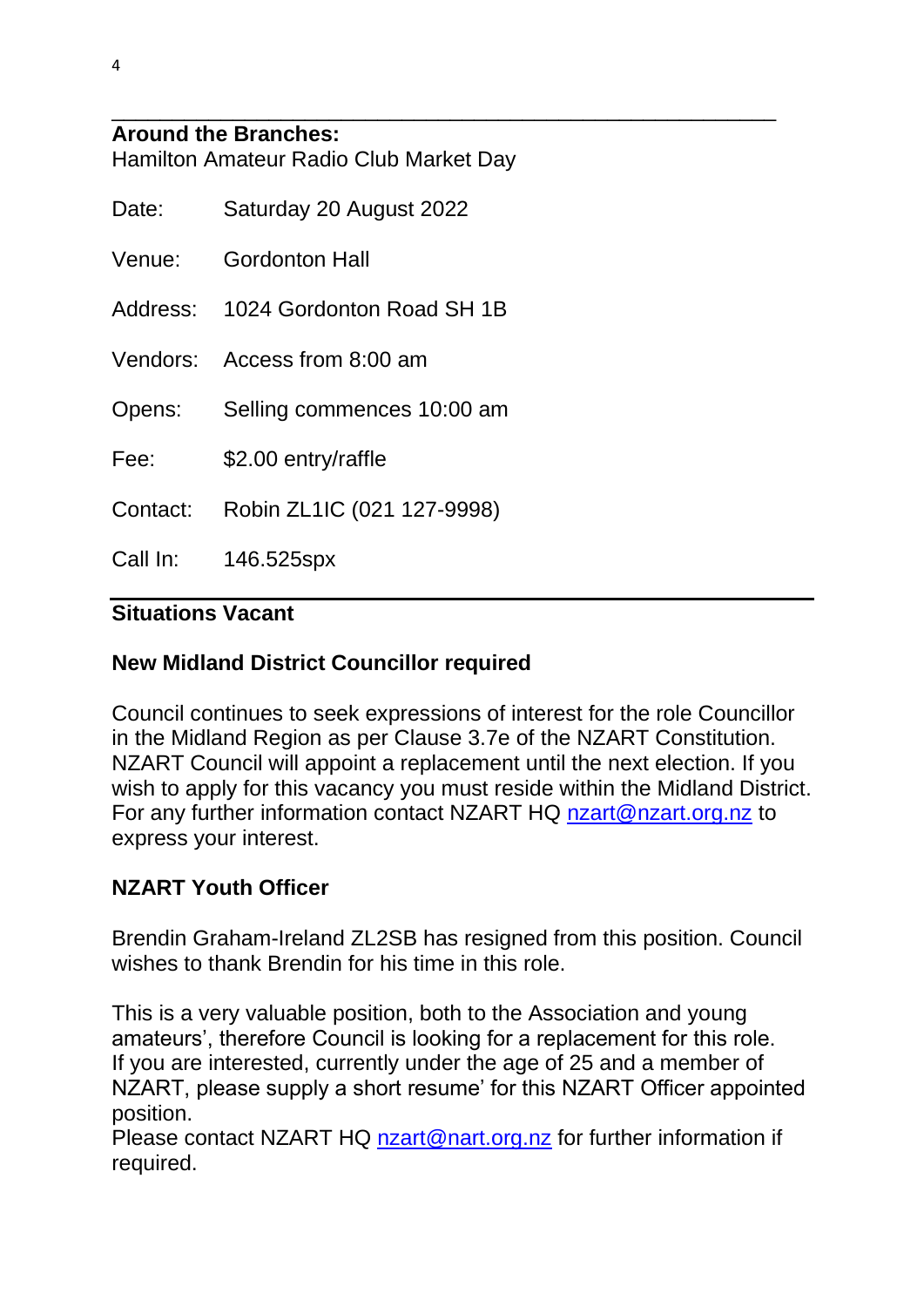## Around the Branches:

Hamilton Amateur Radio Club Market Day

| | |
|---|---|
| Date: | Saturday 20 August 2022 |
| Venue: | Gordonton Hall |
| Address: | 1024 Gordonton Road SH 1B |
| Vendors: | Access from 8:00 am |
| Opens: | Selling commences 10:00 am |
| Fee: | $2.00 entry/raffle |
| Contact: | Robin ZL1IC (021 127-9998) |
| Call In: | 146.525spx |

## Situations Vacant

### New Midland District Councillor required

Council continues to seek expressions of interest for the role Councillor in the Midland Region as per Clause 3.7e of the NZART Constitution. NZART Council will appoint a replacement until the next election. If you wish to apply for this vacancy you must reside within the Midland District. For any further information contact NZART HQ nzart@nzart.org.nz to express your interest.

### NZART Youth Officer

Brendin Graham-Ireland ZL2SB has resigned from this position. Council wishes to thank Brendin for his time in this role.

This is a very valuable position, both to the Association and young amateurs', therefore Council is looking for a replacement for this role. If you are interested, currently under the age of 25 and a member of NZART, please supply a short resume' for this NZART Officer appointed position.

Please contact NZART HQ nzart@nart.org.nz for further information if required.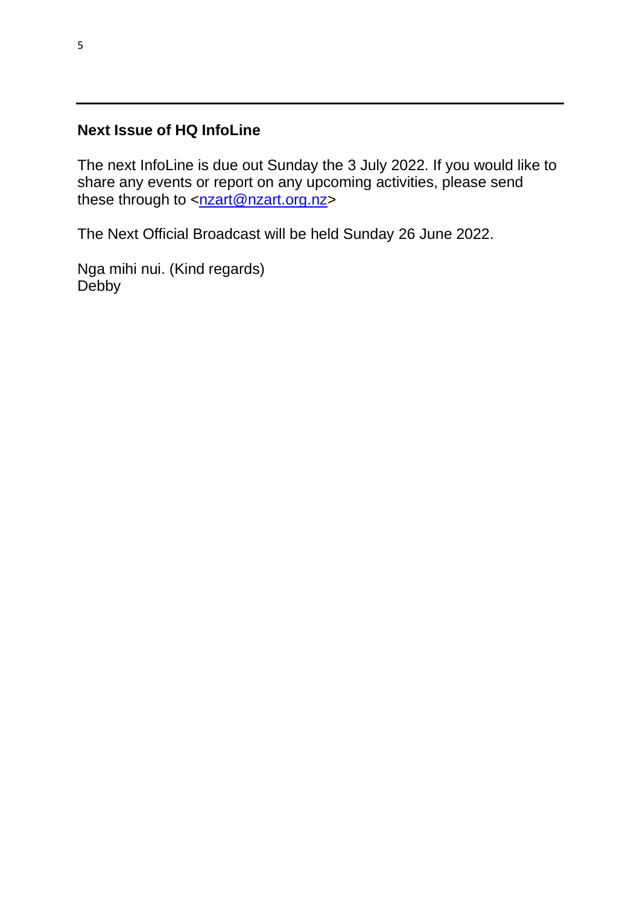---

## Next Issue of HQ InfoLine

The next InfoLine is due out Sunday the 3 July 2022. If you would like to share any events or report on any upcoming activities, please send these through to <nzart@nzart.org.nz>

The Next Official Broadcast will be held Sunday 26 June 2022.

Nga mihi nui. (Kind regards)  
Debby